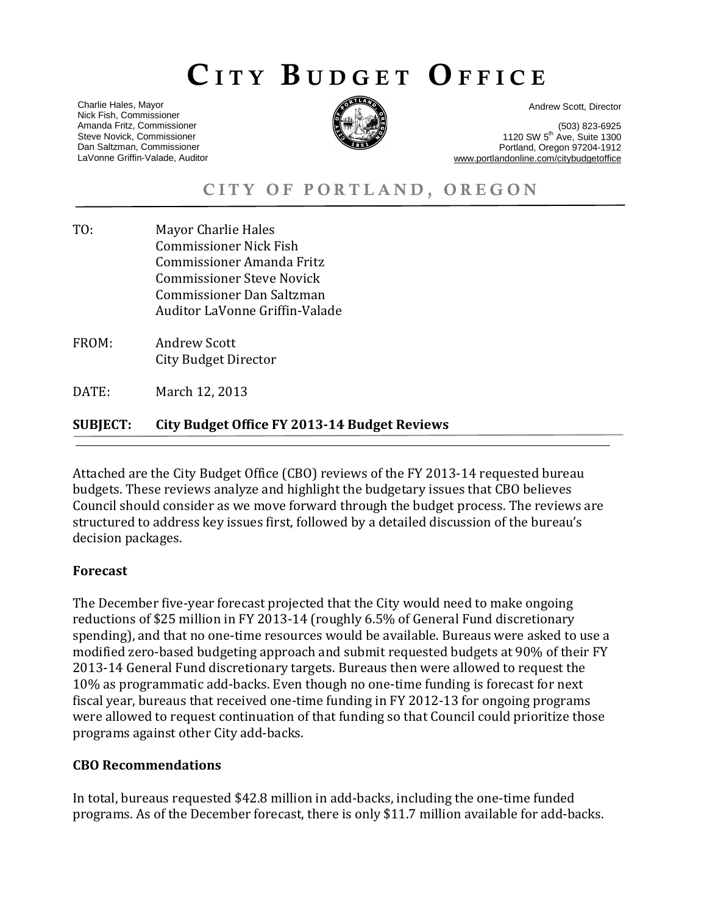# CITY BUDGET OFFICE

Charlie Hales, Mayor
Nick Fish, Commissioner
Amanda Fritz, Commissioner
Steve Novick, Commissioner
Dan Saltzman, Commissioner
LaVonne Griffin-Valade, Auditor

Andrew Scott, Director

(503) 823-6925
1120 SW 5th Ave, Suite 1300
Portland, Oregon 97204-1912
www.portlandonline.com/citybudgetoffice

## CITY OF PORTLAND, OREGON

TO: Mayor Charlie Hales
Commissioner Nick Fish
Commissioner Amanda Fritz
Commissioner Steve Novick
Commissioner Dan Saltzman
Auditor LaVonne Griffin-Valade

FROM: Andrew Scott
City Budget Director

DATE: March 12, 2013

**SUBJECT: City Budget Office FY 2013-14 Budget Reviews**

Attached are the City Budget Office (CBO) reviews of the FY 2013-14 requested bureau budgets. These reviews analyze and highlight the budgetary issues that CBO believes Council should consider as we move forward through the budget process. The reviews are structured to address key issues first, followed by a detailed discussion of the bureau's decision packages.

**Forecast**

The December five-year forecast projected that the City would need to make ongoing reductions of $25 million in FY 2013-14 (roughly 6.5% of General Fund discretionary spending), and that no one-time resources would be available. Bureaus were asked to use a modified zero-based budgeting approach and submit requested budgets at 90% of their FY 2013-14 General Fund discretionary targets. Bureaus then were allowed to request the 10% as programmatic add-backs. Even though no one-time funding is forecast for next fiscal year, bureaus that received one-time funding in FY 2012-13 for ongoing programs were allowed to request continuation of that funding so that Council could prioritize those programs against other City add-backs.

**CBO Recommendations**

In total, bureaus requested $42.8 million in add-backs, including the one-time funded programs. As of the December forecast, there is only $11.7 million available for add-backs.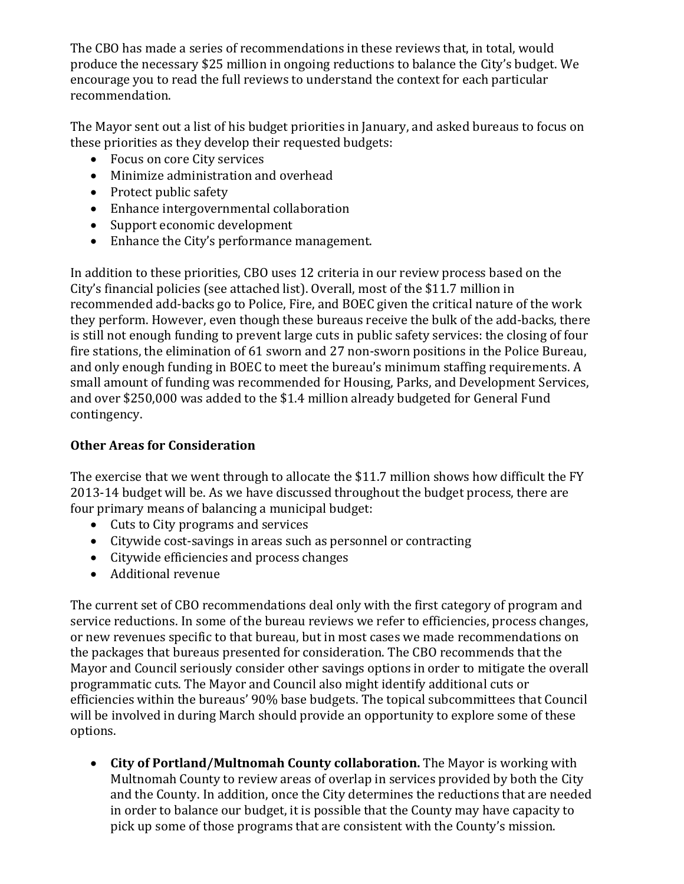The CBO has made a series of recommendations in these reviews that, in total, would produce the necessary $25 million in ongoing reductions to balance the City's budget. We encourage you to read the full reviews to understand the context for each particular recommendation.

The Mayor sent out a list of his budget priorities in January, and asked bureaus to focus on these priorities as they develop their requested budgets:

- Focus on core City services
- Minimize administration and overhead
- Protect public safety
- Enhance intergovernmental collaboration
- Support economic development
- Enhance the City's performance management.

In addition to these priorities, CBO uses 12 criteria in our review process based on the City's financial policies (see attached list). Overall, most of the $11.7 million in recommended add-backs go to Police, Fire, and BOEC given the critical nature of the work they perform. However, even though these bureaus receive the bulk of the add-backs, there is still not enough funding to prevent large cuts in public safety services: the closing of four fire stations, the elimination of 61 sworn and 27 non-sworn positions in the Police Bureau, and only enough funding in BOEC to meet the bureau's minimum staffing requirements. A small amount of funding was recommended for Housing, Parks, and Development Services, and over $250,000 was added to the $1.4 million already budgeted for General Fund contingency.

**Other Areas for Consideration**

The exercise that we went through to allocate the $11.7 million shows how difficult the FY 2013-14 budget will be. As we have discussed throughout the budget process, there are four primary means of balancing a municipal budget:

- Cuts to City programs and services
- Citywide cost-savings in areas such as personnel or contracting
- Citywide efficiencies and process changes
- Additional revenue

The current set of CBO recommendations deal only with the first category of program and service reductions. In some of the bureau reviews we refer to efficiencies, process changes, or new revenues specific to that bureau, but in most cases we made recommendations on the packages that bureaus presented for consideration. The CBO recommends that the Mayor and Council seriously consider other savings options in order to mitigate the overall programmatic cuts. The Mayor and Council also might identify additional cuts or efficiencies within the bureaus' 90% base budgets. The topical subcommittees that Council will be involved in during March should provide an opportunity to explore some of these options.

- **City of Portland/Multnomah County collaboration.** The Mayor is working with Multnomah County to review areas of overlap in services provided by both the City and the County. In addition, once the City determines the reductions that are needed in order to balance our budget, it is possible that the County may have capacity to pick up some of those programs that are consistent with the County's mission.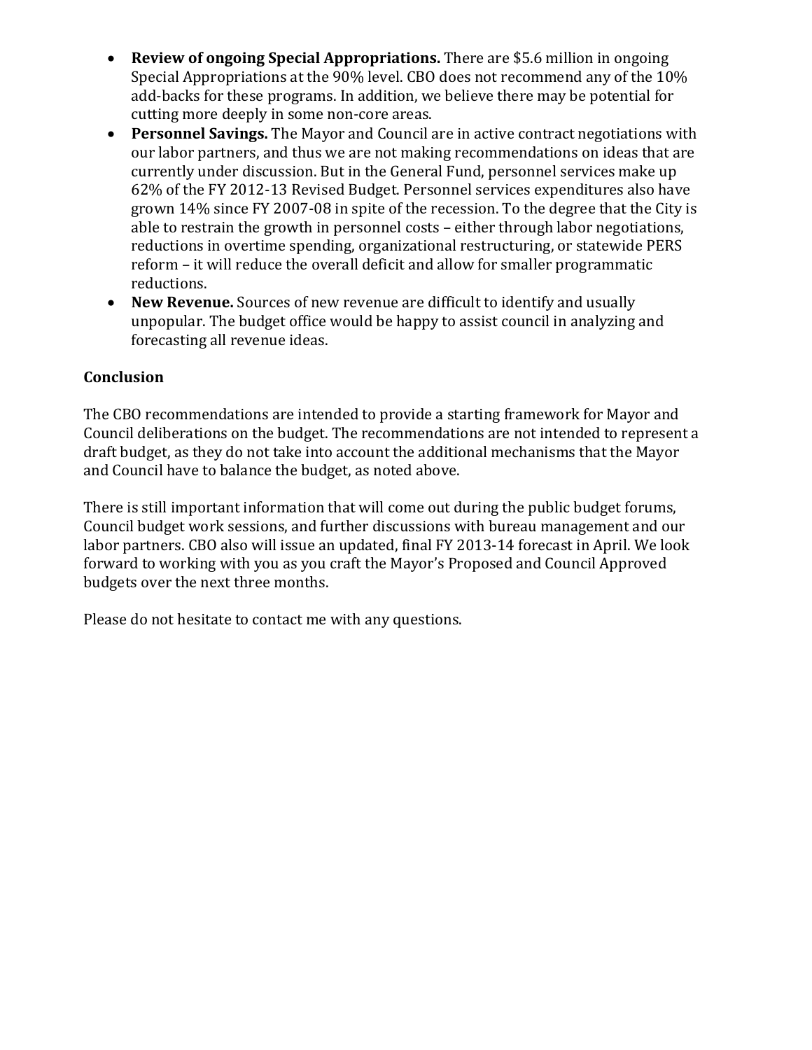- **Review of ongoing Special Appropriations.** There are $5.6 million in ongoing Special Appropriations at the 90% level. CBO does not recommend any of the 10% add-backs for these programs. In addition, we believe there may be potential for cutting more deeply in some non-core areas.
- **Personnel Savings.** The Mayor and Council are in active contract negotiations with our labor partners, and thus we are not making recommendations on ideas that are currently under discussion. But in the General Fund, personnel services make up 62% of the FY 2012-13 Revised Budget. Personnel services expenditures also have grown 14% since FY 2007-08 in spite of the recession. To the degree that the City is able to restrain the growth in personnel costs – either through labor negotiations, reductions in overtime spending, organizational restructuring, or statewide PERS reform – it will reduce the overall deficit and allow for smaller programmatic reductions.
- **New Revenue.** Sources of new revenue are difficult to identify and usually unpopular. The budget office would be happy to assist council in analyzing and forecasting all revenue ideas.

**Conclusion**

The CBO recommendations are intended to provide a starting framework for Mayor and Council deliberations on the budget. The recommendations are not intended to represent a draft budget, as they do not take into account the additional mechanisms that the Mayor and Council have to balance the budget, as noted above.

There is still important information that will come out during the public budget forums, Council budget work sessions, and further discussions with bureau management and our labor partners. CBO also will issue an updated, final FY 2013-14 forecast in April. We look forward to working with you as you craft the Mayor's Proposed and Council Approved budgets over the next three months.

Please do not hesitate to contact me with any questions.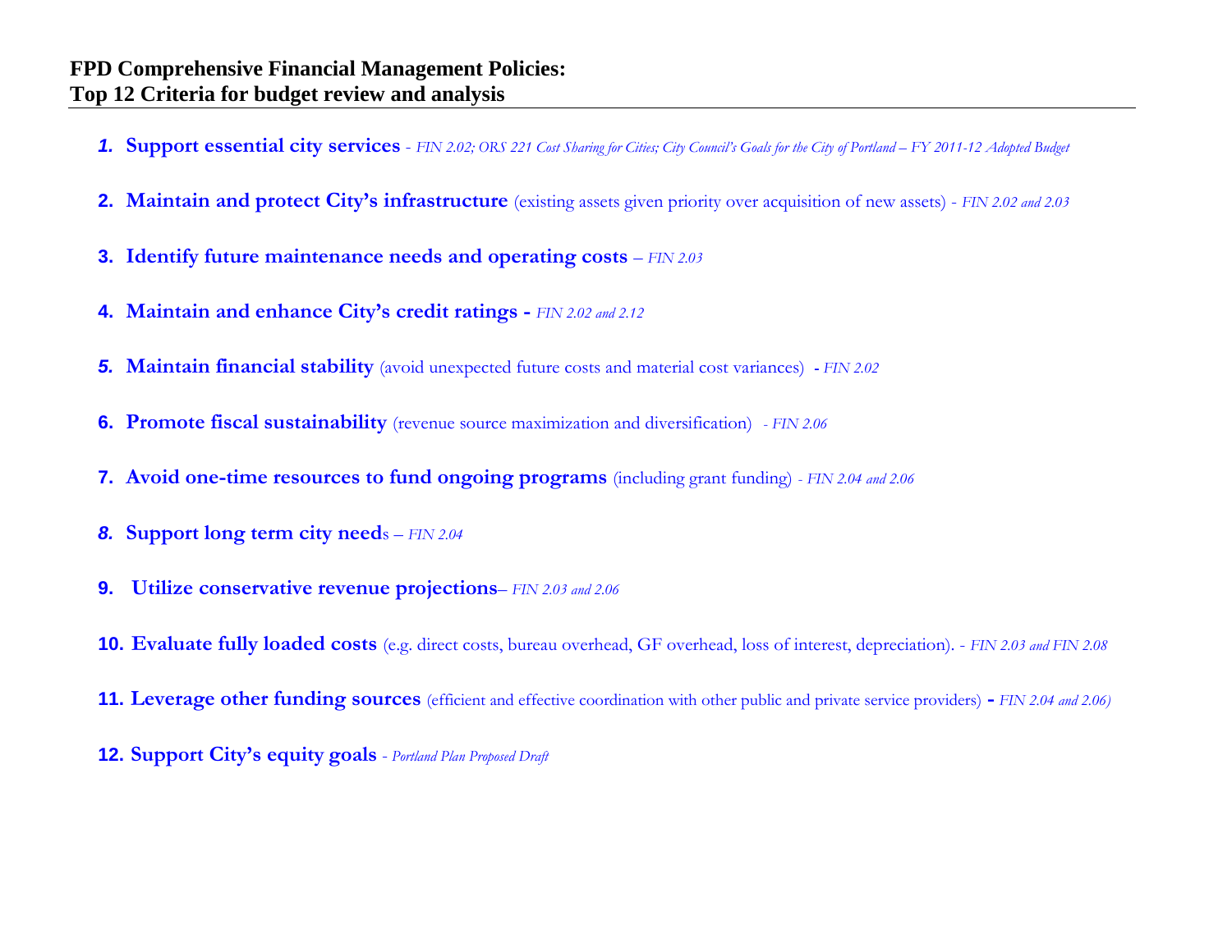# FPD Comprehensive Financial Management Policies:
# Top 12 Criteria for budget review and analysis

1. **Support essential city services** - *FIN 2.02; ORS 221 Cost Sharing for Cities; City Council's Goals for the City of Portland – FY 2011-12 Adopted Budget*

2. **Maintain and protect City's infrastructure** (existing assets given priority over acquisition of new assets) - *FIN 2.02 and 2.03*

3. **Identify future maintenance needs and operating costs** – *FIN 2.03*

4. **Maintain and enhance City's credit ratings -** *FIN 2.02 and 2.12*

5. **Maintain financial stability** (avoid unexpected future costs and material cost variances) **-** *FIN 2.02*

6. **Promote fiscal sustainability** (revenue source maximization and diversification) *- FIN 2.06*

7. **Avoid one-time resources to fund ongoing programs** (including grant funding) *- FIN 2.04 and 2.06*

8. **Support long term city need**s – *FIN 2.04*

9. **Utilize conservative revenue projections**– *FIN 2.03 and 2.06*

10. **Evaluate fully loaded costs** (e.g. direct costs, bureau overhead, GF overhead, loss of interest, depreciation). - *FIN 2.03 and FIN 2.08*

11. **Leverage other funding sources** (efficient and effective coordination with other public and private service providers) **-** *FIN 2.04 and 2.06)*

12. **Support City's equity goals** - *Portland Plan Proposed Draft*